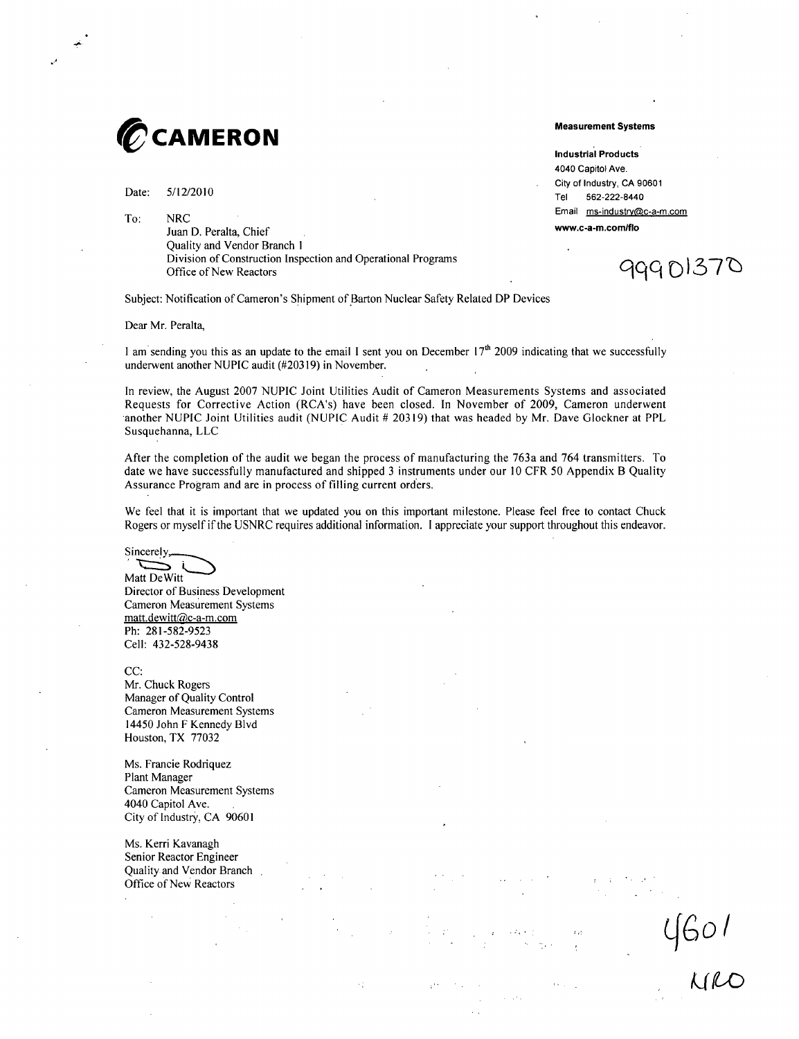# CAMERON

**Measurement Systems**

**Industrial Products**
4040 Capitol Ave.
City of Industry, CA 90601
Tel 562-222-8440
Email ms-industry@c-a-m.com
**www.c-a-m.com/flo**

Date: 5/12/2010

To: NRC
Juan D. Peralta, Chief
Quality and Vendor Branch 1
Division of Construction Inspection and Operational Programs
Office of New Reactors

99901370

Subject: Notification of Cameron's Shipment of Barton Nuclear Safety Related DP Devices

Dear Mr. Peralta,

I am sending you this as an update to the email I sent you on December 17th 2009 indicating that we successfully underwent another NUPIC audit (#20319) in November.

In review, the August 2007 NUPIC Joint Utilities Audit of Cameron Measurements Systems and associated Requests for Corrective Action (RCA's) have been closed. In November of 2009, Cameron underwent another NUPIC Joint Utilities audit (NUPIC Audit # 20319) that was headed by Mr. Dave Glockner at PPL Susquehanna, LLC

After the completion of the audit we began the process of manufacturing the 763a and 764 transmitters. To date we have successfully manufactured and shipped 3 instruments under our 10 CFR 50 Appendix B Quality Assurance Program and are in process of filling current orders.

We feel that it is important that we updated you on this important milestone. Please feel free to contact Chuck Rogers or myself if the USNRC requires additional information. I appreciate your support throughout this endeavor.

Sincerely,

Matt DeWitt
Director of Business Development
Cameron Measurement Systems
matt.dewitt@c-a-m.com
Ph: 281-582-9523
Cell: 432-528-9438

CC:
Mr. Chuck Rogers
Manager of Quality Control
Cameron Measurement Systems
14450 John F Kennedy Blvd
Houston, TX 77032

Ms. Francie Rodriquez
Plant Manager
Cameron Measurement Systems
4040 Capitol Ave.
City of Industry, CA 90601

Ms. Kerri Kavanagh
Senior Reactor Engineer
Quality and Vendor Branch
Office of New Reactors

IE601
NRO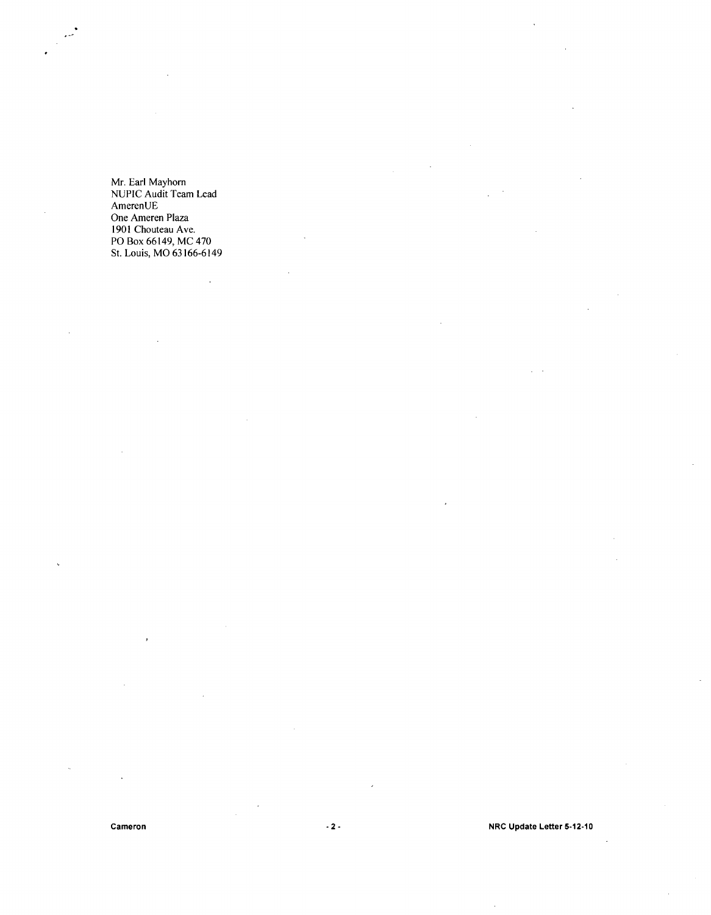Mr. Earl Mayhorn
NUPIC Audit Team Lead
AmerenUE
One Ameren Plaza
1901 Chouteau Ave.
PO Box 66149, MC 470
St. Louis, MO 63166-6149